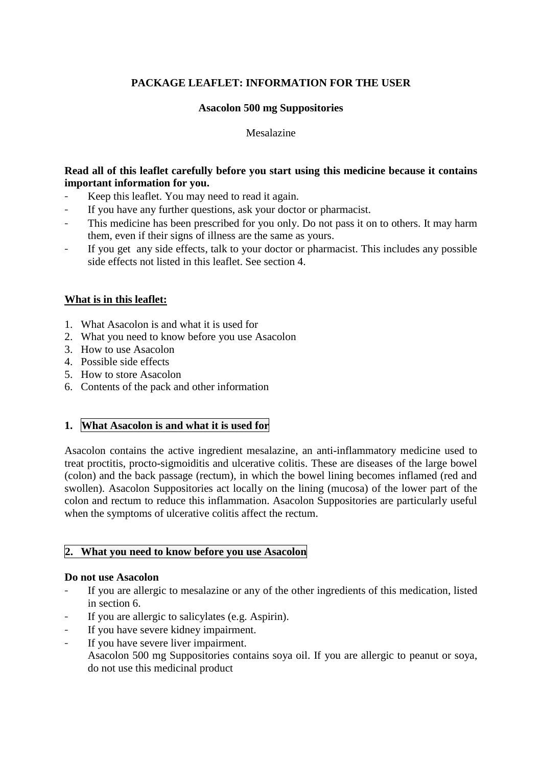# PACKAGE LEAFLET: INFORMATION FOR THE USER

## Asacolon 500 mg Suppositories

Mesalazine

**Read all of this leaflet carefully before you start using this medicine because it contains important information for you.**

- Keep this leaflet. You may need to read it again.
- If you have any further questions, ask your doctor or pharmacist.
- This medicine has been prescribed for you only. Do not pass it on to others. It may harm them, even if their signs of illness are the same as yours.
- If you get any side effects, talk to your doctor or pharmacist. This includes any possible side effects not listed in this leaflet. See section 4.

**<u>What is in this leaflet:</u>**

1. What Asacolon is and what it is used for
2. What you need to know before you use Asacolon
3. How to use Asacolon
4. Possible side effects
5. How to store Asacolon
6. Contents of the pack and other information

## 1. What Asacolon is and what it is used for

Asacolon contains the active ingredient mesalazine, an anti-inflammatory medicine used to treat proctitis, procto-sigmoiditis and ulcerative colitis. These are diseases of the large bowel (colon) and the back passage (rectum), in which the bowel lining becomes inflamed (red and swollen). Asacolon Suppositories act locally on the lining (mucosa) of the lower part of the colon and rectum to reduce this inflammation. Asacolon Suppositories are particularly useful when the symptoms of ulcerative colitis affect the rectum.

## 2. What you need to know before you use Asacolon

**Do not use Asacolon**

- If you are allergic to mesalazine or any of the other ingredients of this medication, listed in section 6.
- If you are allergic to salicylates (e.g. Aspirin).
- If you have severe kidney impairment.
- If you have severe liver impairment.
  Asacolon 500 mg Suppositories contains soya oil. If you are allergic to peanut or soya, do not use this medicinal product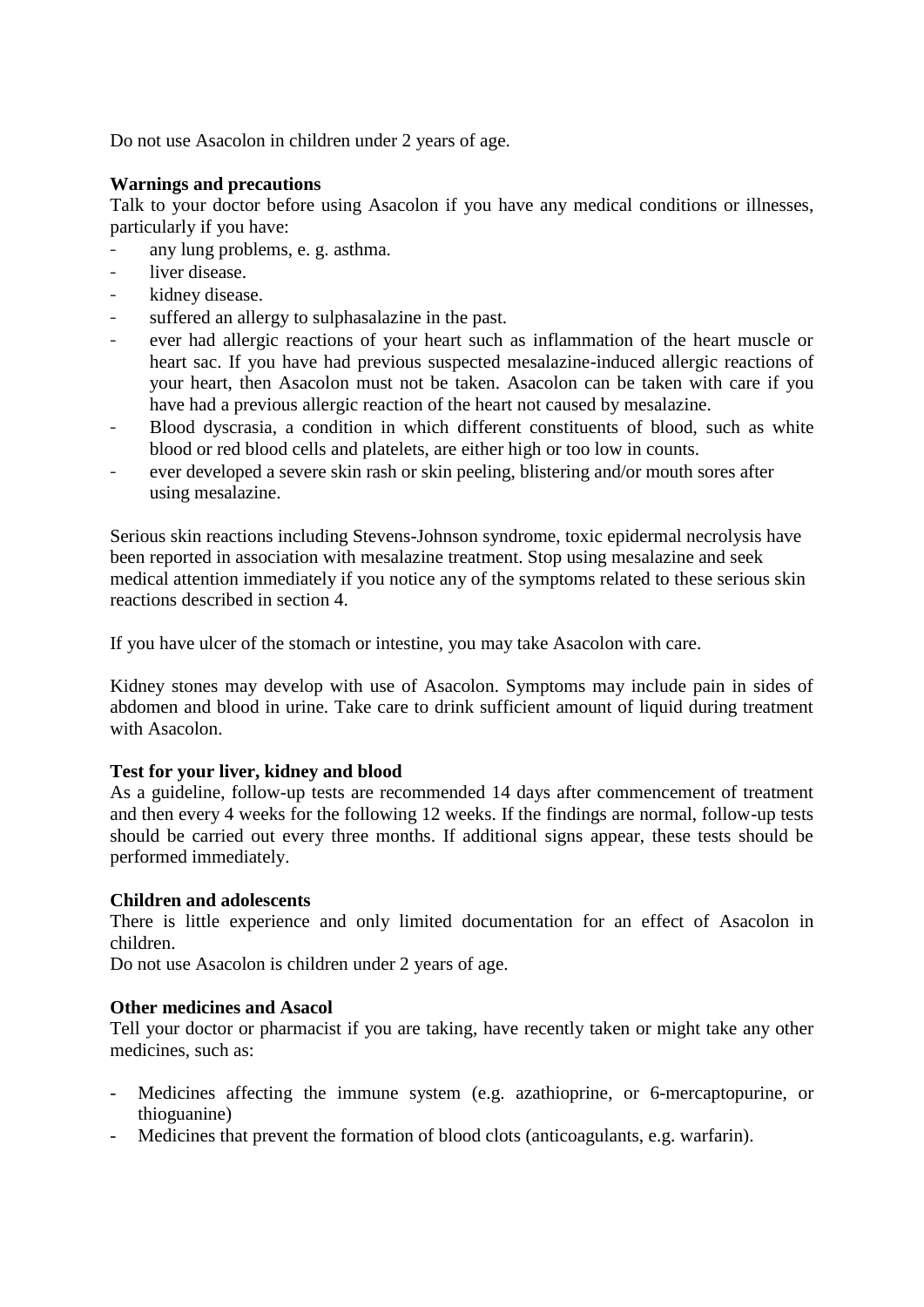Do not use Asacolon in children under 2 years of age.

**Warnings and precautions**

Talk to your doctor before using Asacolon if you have any medical conditions or illnesses, particularly if you have:

- any lung problems, e. g. asthma.
- liver disease.
- kidney disease.
- suffered an allergy to sulphasalazine in the past.
- ever had allergic reactions of your heart such as inflammation of the heart muscle or heart sac. If you have had previous suspected mesalazine-induced allergic reactions of your heart, then Asacolon must not be taken. Asacolon can be taken with care if you have had a previous allergic reaction of the heart not caused by mesalazine.
- Blood dyscrasia, a condition in which different constituents of blood, such as white blood or red blood cells and platelets, are either high or too low in counts.
- ever developed a severe skin rash or skin peeling, blistering and/or mouth sores after using mesalazine.

Serious skin reactions including Stevens-Johnson syndrome, toxic epidermal necrolysis have been reported in association with mesalazine treatment. Stop using mesalazine and seek medical attention immediately if you notice any of the symptoms related to these serious skin reactions described in section 4.

If you have ulcer of the stomach or intestine, you may take Asacolon with care.

Kidney stones may develop with use of Asacolon. Symptoms may include pain in sides of abdomen and blood in urine. Take care to drink sufficient amount of liquid during treatment with Asacolon.

**Test for your liver, kidney and blood**

As a guideline, follow-up tests are recommended 14 days after commencement of treatment and then every 4 weeks for the following 12 weeks. If the findings are normal, follow-up tests should be carried out every three months. If additional signs appear, these tests should be performed immediately.

**Children and adolescents**

There is little experience and only limited documentation for an effect of Asacolon in children.

Do not use Asacolon is children under 2 years of age.

**Other medicines and Asacol**

Tell your doctor or pharmacist if you are taking, have recently taken or might take any other medicines, such as:

- Medicines affecting the immune system (e.g. azathioprine, or 6-mercaptopurine, or thioguanine)
- Medicines that prevent the formation of blood clots (anticoagulants, e.g. warfarin).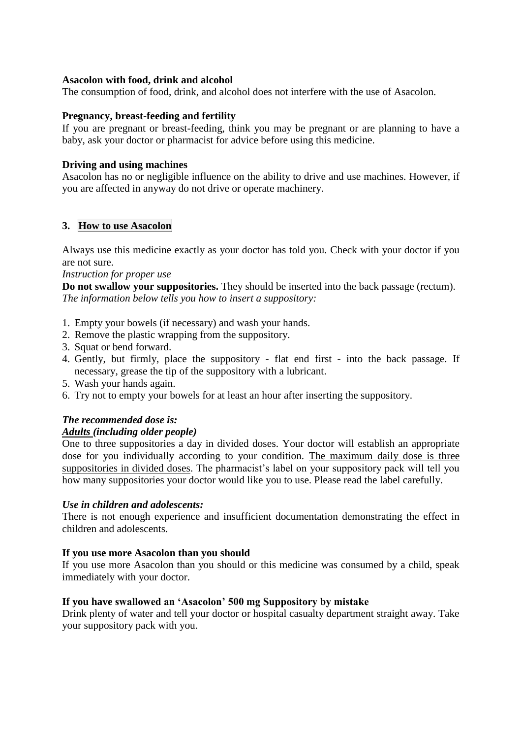**Asacolon with food, drink and alcohol**
The consumption of food, drink, and alcohol does not interfere with the use of Asacolon.

**Pregnancy, breast-feeding and fertility**
If you are pregnant or breast-feeding, think you may be pregnant or are planning to have a baby, ask your doctor or pharmacist for advice before using this medicine.

**Driving and using machines**
Asacolon has no or negligible influence on the ability to drive and use machines. However, if you are affected in anyway do not drive or operate machinery.

## 3. How to use Asacolon

Always use this medicine exactly as your doctor has told you. Check with your doctor if you are not sure.
*Instruction for proper use*
**Do not swallow your suppositories.** They should be inserted into the back passage (rectum).
*The information below tells you how to insert a suppository:*

1. Empty your bowels (if necessary) and wash your hands.
2. Remove the plastic wrapping from the suppository.
3. Squat or bend forward.
4. Gently, but firmly, place the suppository - flat end first - into the back passage. If necessary, grease the tip of the suppository with a lubricant.
5. Wash your hands again.
6. Try not to empty your bowels for at least an hour after inserting the suppository.

***The recommended dose is:***
***Adults (including older people)***
One to three suppositories a day in divided doses. Your doctor will establish an appropriate dose for you individually according to your condition. The maximum daily dose is three suppositories in divided doses. The pharmacist's label on your suppository pack will tell you how many suppositories your doctor would like you to use. Please read the label carefully.

***Use in children and adolescents:***
There is not enough experience and insufficient documentation demonstrating the effect in children and adolescents.

**If you use more Asacolon than you should**
If you use more Asacolon than you should or this medicine was consumed by a child, speak immediately with your doctor.

**If you have swallowed an 'Asacolon' 500 mg Suppository by mistake**
Drink plenty of water and tell your doctor or hospital casualty department straight away. Take your suppository pack with you.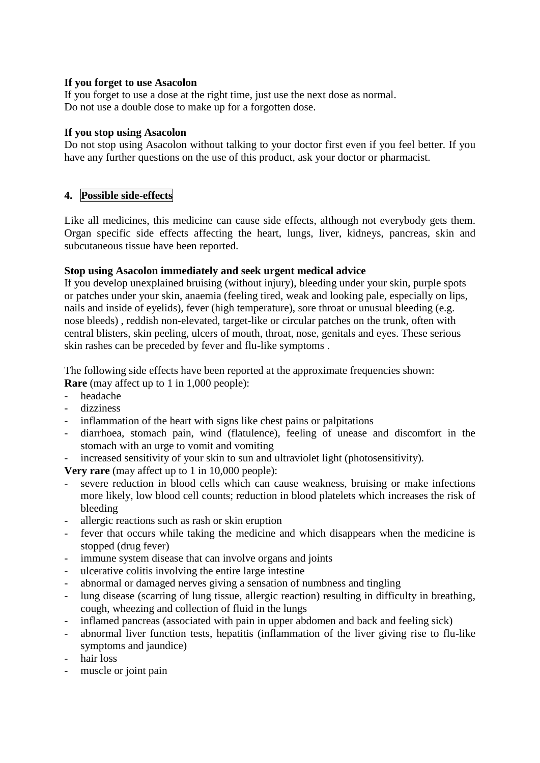**If you forget to use Asacolon**

If you forget to use a dose at the right time, just use the next dose as normal.
Do not use a double dose to make up for a forgotten dose.

**If you stop using Asacolon**

Do not stop using Asacolon without talking to your doctor first even if you feel better. If you have any further questions on the use of this product, ask your doctor or pharmacist.

## 4. Possible side-effects

Like all medicines, this medicine can cause side effects, although not everybody gets them. Organ specific side effects affecting the heart, lungs, liver, kidneys, pancreas, skin and subcutaneous tissue have been reported.

**Stop using Asacolon immediately and seek urgent medical advice**

If you develop unexplained bruising (without injury), bleeding under your skin, purple spots or patches under your skin, anaemia (feeling tired, weak and looking pale, especially on lips, nails and inside of eyelids), fever (high temperature), sore throat or unusual bleeding (e.g. nose bleeds) , reddish non-elevated, target-like or circular patches on the trunk, often with central blisters, skin peeling, ulcers of mouth, throat, nose, genitals and eyes. These serious skin rashes can be preceded by fever and flu-like symptoms .

The following side effects have been reported at the approximate frequencies shown:

**Rare** (may affect up to 1 in 1,000 people):

- headache
- dizziness
- inflammation of the heart with signs like chest pains or palpitations
- diarrhoea, stomach pain, wind (flatulence), feeling of unease and discomfort in the stomach with an urge to vomit and vomiting
- increased sensitivity of your skin to sun and ultraviolet light (photosensitivity).

**Very rare** (may affect up to 1 in 10,000 people):

- severe reduction in blood cells which can cause weakness, bruising or make infections more likely, low blood cell counts; reduction in blood platelets which increases the risk of bleeding
- allergic reactions such as rash or skin eruption
- fever that occurs while taking the medicine and which disappears when the medicine is stopped (drug fever)
- immune system disease that can involve organs and joints
- ulcerative colitis involving the entire large intestine
- abnormal or damaged nerves giving a sensation of numbness and tingling
- lung disease (scarring of lung tissue, allergic reaction) resulting in difficulty in breathing, cough, wheezing and collection of fluid in the lungs
- inflamed pancreas (associated with pain in upper abdomen and back and feeling sick)
- abnormal liver function tests, hepatitis (inflammation of the liver giving rise to flu-like symptoms and jaundice)
- hair loss
- muscle or joint pain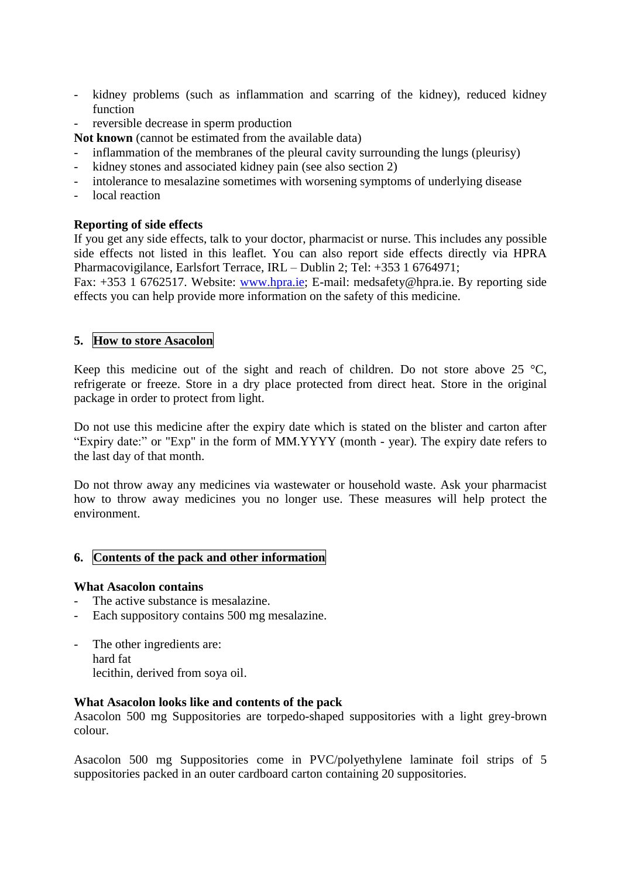- kidney problems (such as inflammation and scarring of the kidney), reduced kidney function
- reversible decrease in sperm production

**Not known** (cannot be estimated from the available data)

- inflammation of the membranes of the pleural cavity surrounding the lungs (pleurisy)
- kidney stones and associated kidney pain (see also section 2)
- intolerance to mesalazine sometimes with worsening symptoms of underlying disease
- local reaction

**Reporting of side effects**

If you get any side effects, talk to your doctor, pharmacist or nurse. This includes any possible side effects not listed in this leaflet. You can also report side effects directly via HPRA Pharmacovigilance, Earlsfort Terrace, IRL – Dublin 2; Tel: +353 1 6764971;
Fax: +353 1 6762517. Website: www.hpra.ie; E-mail: medsafety@hpra.ie. By reporting side effects you can help provide more information on the safety of this medicine.

## 5. How to store Asacolon

Keep this medicine out of the sight and reach of children. Do not store above 25 °C, refrigerate or freeze. Store in a dry place protected from direct heat. Store in the original package in order to protect from light.

Do not use this medicine after the expiry date which is stated on the blister and carton after "Expiry date:" or "Exp" in the form of MM.YYYY (month - year). The expiry date refers to the last day of that month.

Do not throw away any medicines via wastewater or household waste. Ask your pharmacist how to throw away medicines you no longer use. These measures will help protect the environment.

## 6. Contents of the pack and other information

**What Asacolon contains**

- The active substance is mesalazine.
- Each suppository contains 500 mg mesalazine.

- The other ingredients are:
  hard fat
  lecithin, derived from soya oil.

**What Asacolon looks like and contents of the pack**

Asacolon 500 mg Suppositories are torpedo-shaped suppositories with a light grey-brown colour.

Asacolon 500 mg Suppositories come in PVC/polyethylene laminate foil strips of 5 suppositories packed in an outer cardboard carton containing 20 suppositories.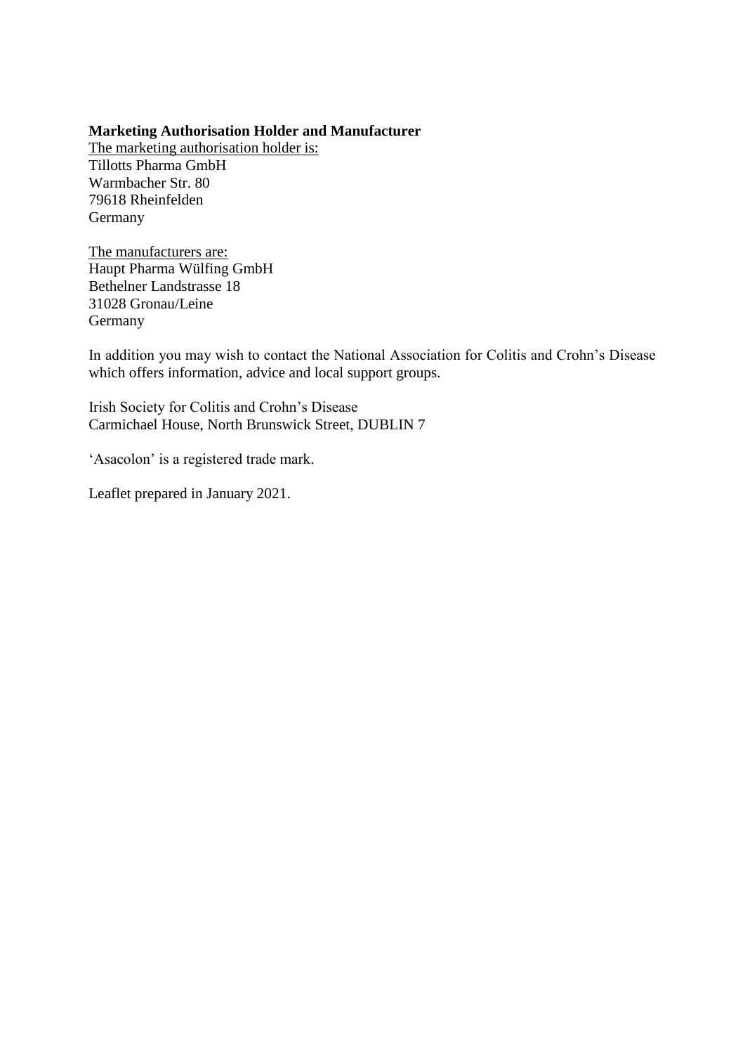**Marketing Authorisation Holder and Manufacturer**

The marketing authorisation holder is:
Tillotts Pharma GmbH
Warmbacher Str. 80
79618 Rheinfelden
Germany

The manufacturers are:
Haupt Pharma Wülfing GmbH
Bethelner Landstrasse 18
31028 Gronau/Leine
Germany

In addition you may wish to contact the National Association for Colitis and Crohn's Disease which offers information, advice and local support groups.

Irish Society for Colitis and Crohn's Disease
Carmichael House, North Brunswick Street, DUBLIN 7

'Asacolon' is a registered trade mark.

Leaflet prepared in January 2021.